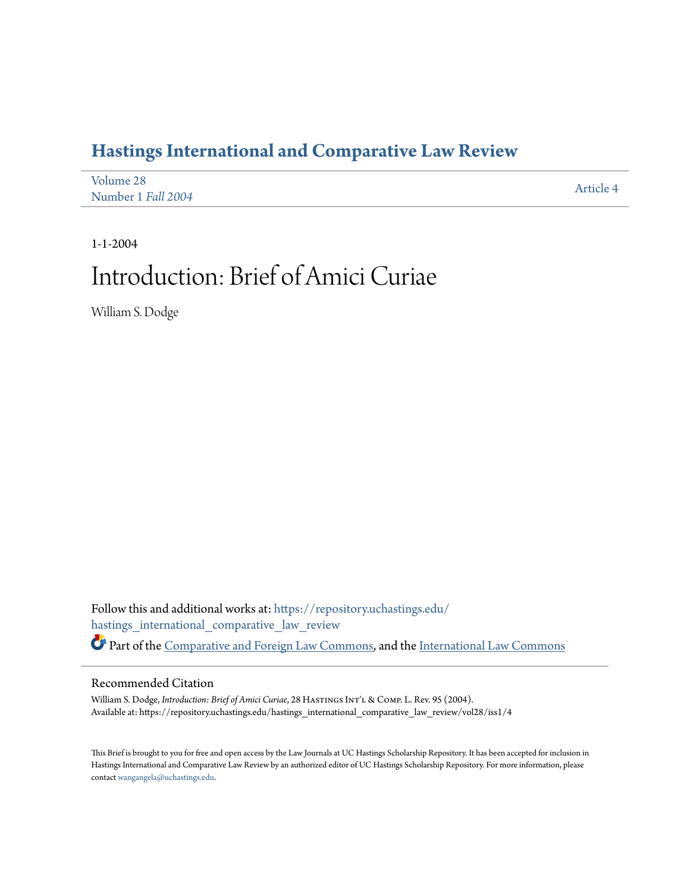# Hastings International and Comparative Law Review

Volume 28
Number 1 *Fall 2004*

Article 4

1-1-2004

# Introduction: Brief of Amici Curiae

William S. Dodge

Follow this and additional works at: https://repository.uchastings.edu/hastings_international_comparative_law_review

Part of the Comparative and Foreign Law Commons, and the International Law Commons

## Recommended Citation

William S. Dodge, *Introduction: Brief of Amici Curiae*, 28 Hastings Int'l & Comp. L. Rev. 95 (2004).
Available at: https://repository.uchastings.edu/hastings_international_comparative_law_review/vol28/iss1/4

This Brief is brought to you for free and open access by the Law Journals at UC Hastings Scholarship Repository. It has been accepted for inclusion in Hastings International and Comparative Law Review by an authorized editor of UC Hastings Scholarship Repository. For more information, please contact wangangela@uchastings.edu.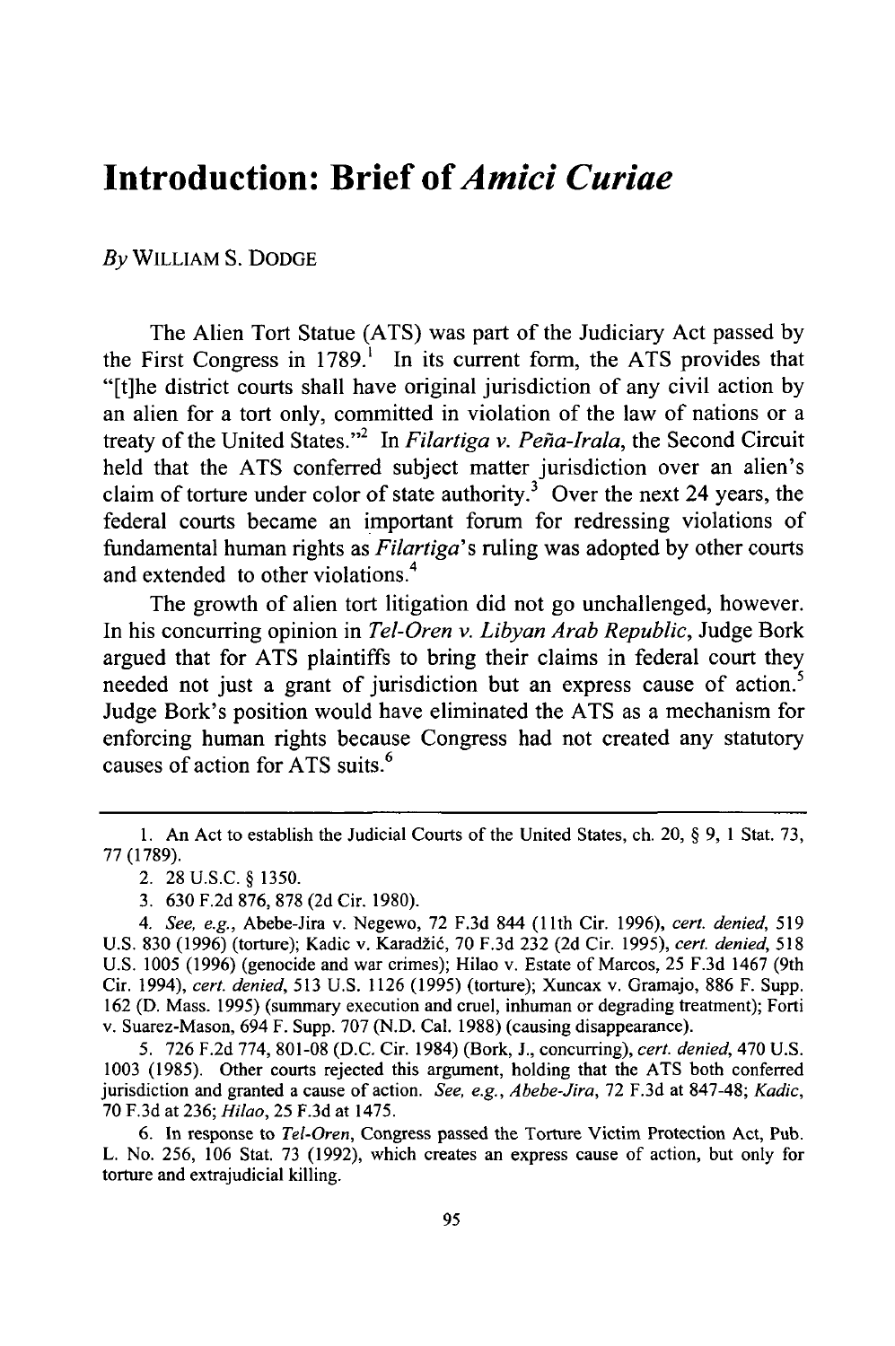# Introduction: Brief of *Amici Curiae*

*By* WILLIAM S. DODGE

The Alien Tort Statue (ATS) was part of the Judiciary Act passed by the First Congress in 1789.[1] In its current form, the ATS provides that "[t]he district courts shall have original jurisdiction of any civil action by an alien for a tort only, committed in violation of the law of nations or a treaty of the United States."[2] In *Filartiga v. Peña-Irala*, the Second Circuit held that the ATS conferred subject matter jurisdiction over an alien's claim of torture under color of state authority.[3] Over the next 24 years, the federal courts became an important forum for redressing violations of fundamental human rights as *Filartiga*'s ruling was adopted by other courts and extended to other violations.[4]

The growth of alien tort litigation did not go unchallenged, however. In his concurring opinion in *Tel-Oren v. Libyan Arab Republic*, Judge Bork argued that for ATS plaintiffs to bring their claims in federal court they needed not just a grant of jurisdiction but an express cause of action.[5] Judge Bork's position would have eliminated the ATS as a mechanism for enforcing human rights because Congress had not created any statutory causes of action for ATS suits.[6]

---

1. An Act to establish the Judicial Courts of the United States, ch. 20, § 9, 1 Stat. 73, 77 (1789).

2. 28 U.S.C. § 1350.

3. 630 F.2d 876, 878 (2d Cir. 1980).

4. *See, e.g.*, Abebe-Jira v. Negewo, 72 F.3d 844 (11th Cir. 1996), *cert. denied*, 519 U.S. 830 (1996) (torture); Kadic v. Karadžić, 70 F.3d 232 (2d Cir. 1995), *cert. denied*, 518 U.S. 1005 (1996) (genocide and war crimes); Hilao v. Estate of Marcos, 25 F.3d 1467 (9th Cir. 1994), *cert. denied*, 513 U.S. 1126 (1995) (torture); Xuncax v. Gramajo, 886 F. Supp. 162 (D. Mass. 1995) (summary execution and cruel, inhuman or degrading treatment); Forti v. Suarez-Mason, 694 F. Supp. 707 (N.D. Cal. 1988) (causing disappearance).

5. 726 F.2d 774, 801-08 (D.C. Cir. 1984) (Bork, J., concurring), *cert. denied*, 470 U.S. 1003 (1985). Other courts rejected this argument, holding that the ATS both conferred jurisdiction and granted a cause of action. *See, e.g.*, *Abebe-Jira*, 72 F.3d at 847-48; *Kadic*, 70 F.3d at 236; *Hilao*, 25 F.3d at 1475.

6. In response to *Tel-Oren*, Congress passed the Torture Victim Protection Act, Pub. L. No. 256, 106 Stat. 73 (1992), which creates an express cause of action, but only for torture and extrajudicial killing.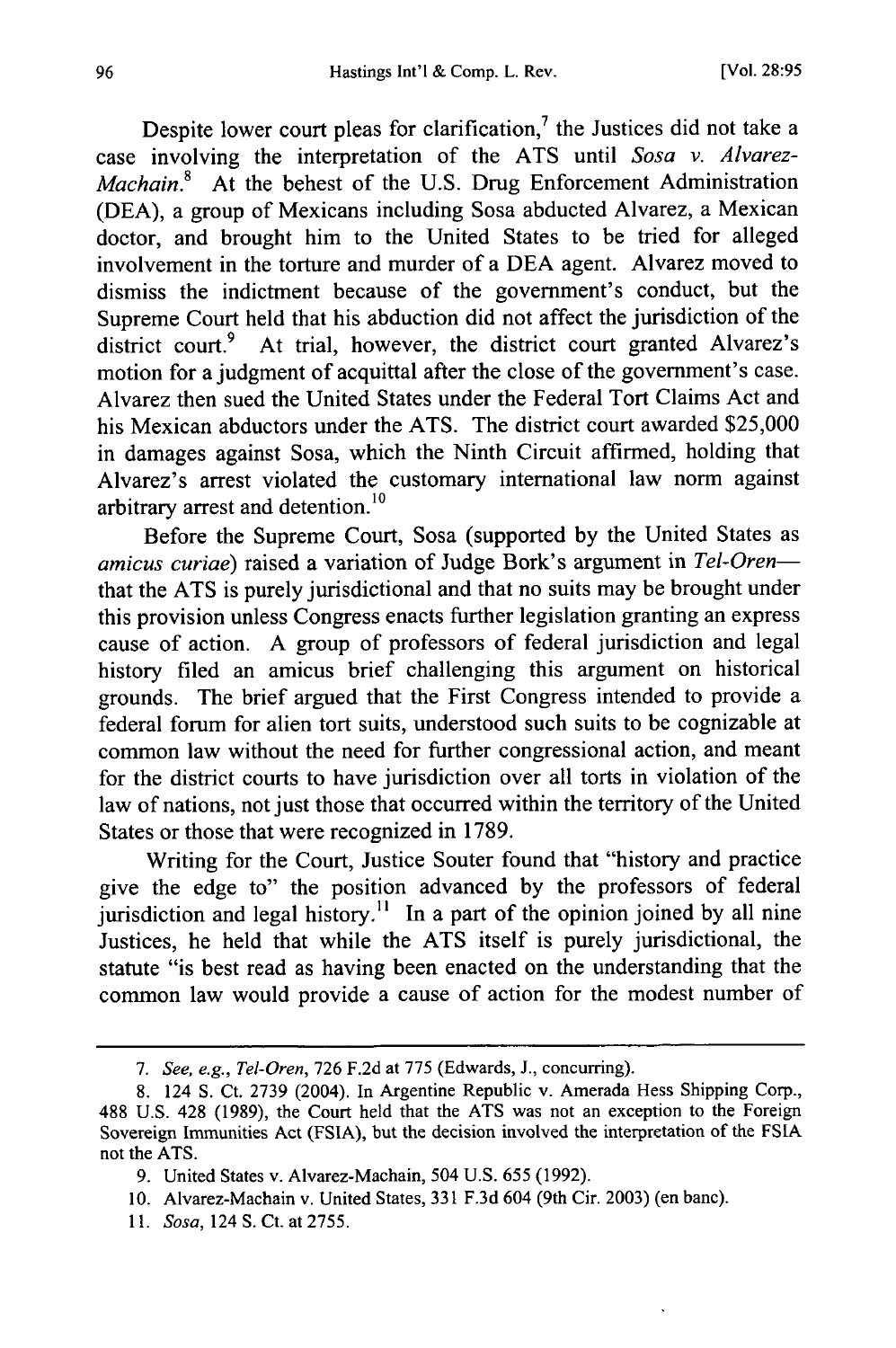Despite lower court pleas for clarification,[7] the Justices did not take a case involving the interpretation of the ATS until *Sosa v. Alvarez-Machain*.[8] At the behest of the U.S. Drug Enforcement Administration (DEA), a group of Mexicans including Sosa abducted Alvarez, a Mexican doctor, and brought him to the United States to be tried for alleged involvement in the torture and murder of a DEA agent. Alvarez moved to dismiss the indictment because of the government's conduct, but the Supreme Court held that his abduction did not affect the jurisdiction of the district court.[9] At trial, however, the district court granted Alvarez's motion for a judgment of acquittal after the close of the government's case. Alvarez then sued the United States under the Federal Tort Claims Act and his Mexican abductors under the ATS. The district court awarded $25,000 in damages against Sosa, which the Ninth Circuit affirmed, holding that Alvarez's arrest violated the customary international law norm against arbitrary arrest and detention.[10]

Before the Supreme Court, Sosa (supported by the United States as *amicus curiae*) raised a variation of Judge Bork's argument in *Tel-Oren*—that the ATS is purely jurisdictional and that no suits may be brought under this provision unless Congress enacts further legislation granting an express cause of action. A group of professors of federal jurisdiction and legal history filed an amicus brief challenging this argument on historical grounds. The brief argued that the First Congress intended to provide a federal forum for alien tort suits, understood such suits to be cognizable at common law without the need for further congressional action, and meant for the district courts to have jurisdiction over all torts in violation of the law of nations, not just those that occurred within the territory of the United States or those that were recognized in 1789.

Writing for the Court, Justice Souter found that "history and practice give the edge to" the position advanced by the professors of federal jurisdiction and legal history.[11] In a part of the opinion joined by all nine Justices, he held that while the ATS itself is purely jurisdictional, the statute "is best read as having been enacted on the understanding that the common law would provide a cause of action for the modest number of

---

7. *See, e.g.*, *Tel-Oren*, 726 F.2d at 775 (Edwards, J., concurring).

8. 124 S. Ct. 2739 (2004). In Argentine Republic v. Amerada Hess Shipping Corp., 488 U.S. 428 (1989), the Court held that the ATS was not an exception to the Foreign Sovereign Immunities Act (FSIA), but the decision involved the interpretation of the FSIA not the ATS.

9. United States v. Alvarez-Machain, 504 U.S. 655 (1992).

10. Alvarez-Machain v. United States, 331 F.3d 604 (9th Cir. 2003) (en banc).

11. *Sosa*, 124 S. Ct. at 2755.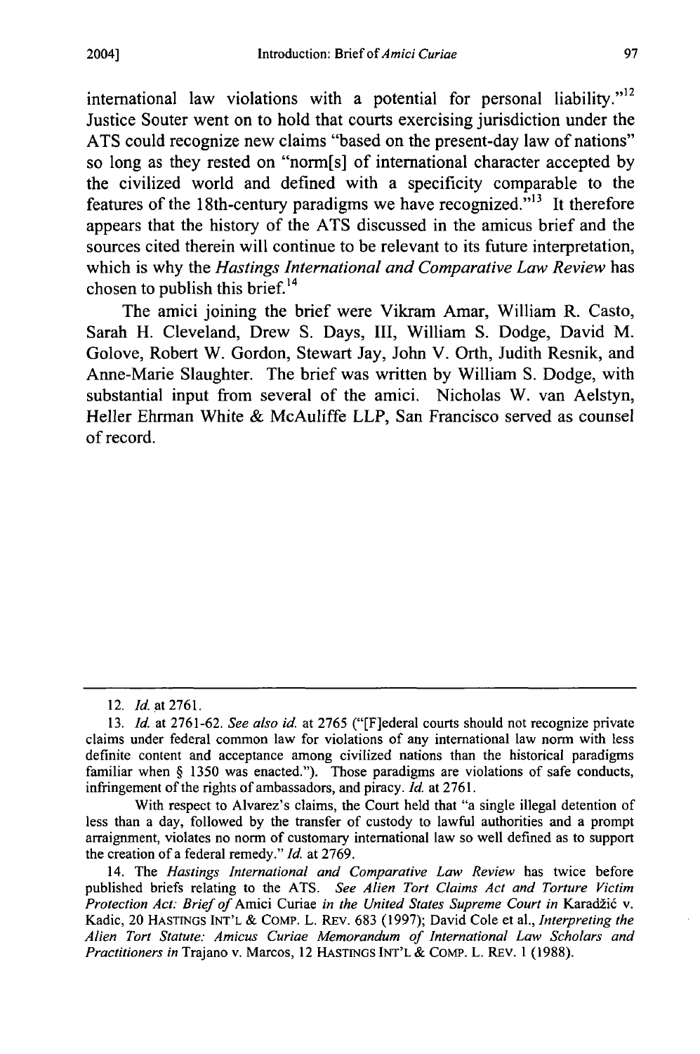international law violations with a potential for personal liability."[12] Justice Souter went on to hold that courts exercising jurisdiction under the ATS could recognize new claims "based on the present-day law of nations" so long as they rested on "norm[s] of international character accepted by the civilized world and defined with a specificity comparable to the features of the 18th-century paradigms we have recognized."[13] It therefore appears that the history of the ATS discussed in the amicus brief and the sources cited therein will continue to be relevant to its future interpretation, which is why the *Hastings International and Comparative Law Review* has chosen to publish this brief.[14]

The amici joining the brief were Vikram Amar, William R. Casto, Sarah H. Cleveland, Drew S. Days, III, William S. Dodge, David M. Golove, Robert W. Gordon, Stewart Jay, John V. Orth, Judith Resnik, and Anne-Marie Slaughter. The brief was written by William S. Dodge, with substantial input from several of the amici. Nicholas W. van Aelstyn, Heller Ehrman White & McAuliffe LLP, San Francisco served as counsel of record.

---

12. *Id.* at 2761.

13. *Id.* at 2761-62. *See also id.* at 2765 ("[F]ederal courts should not recognize private claims under federal common law for violations of any international law norm with less definite content and acceptance among civilized nations than the historical paradigms familiar when § 1350 was enacted."). Those paradigms are violations of safe conducts, infringement of the rights of ambassadors, and piracy. *Id.* at 2761.

With respect to Alvarez's claims, the Court held that "a single illegal detention of less than a day, followed by the transfer of custody to lawful authorities and a prompt arraignment, violates no norm of customary international law so well defined as to support the creation of a federal remedy." *Id.* at 2769.

14. The *Hastings International and Comparative Law Review* has twice before published briefs relating to the ATS. *See Alien Tort Claims Act and Torture Victim Protection Act: Brief of* Amici Curiae *in the United States Supreme Court in* Karadžić v. Kadic, 20 HASTINGS INT'L & COMP. L. REV. 683 (1997); David Cole et al., *Interpreting the Alien Tort Statute: Amicus Curiae Memorandum of International Law Scholars and Practitioners in* Trajano v. Marcos, 12 HASTINGS INT'L & COMP. L. REV. 1 (1988).